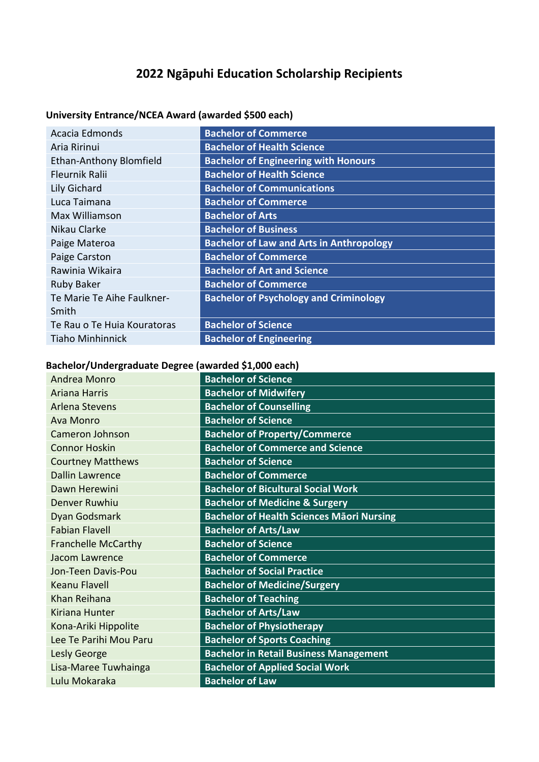# 2022 Ngāpuhi Education Scholarship Recipients

### University Entrance/NCEA Award (awarded $500 each)

| Name | Degree |
|---|---|
| Acacia Edmonds | Bachelor of Commerce |
| Aria Ririnui | Bachelor of Health Science |
| Ethan-Anthony Blomfield | Bachelor of Engineering with Honours |
| Fleurnik Ralii | Bachelor of Health Science |
| Lily Gichard | Bachelor of Communications |
| Luca Taimana | Bachelor of Commerce |
| Max Williamson | Bachelor of Arts |
| Nikau Clarke | Bachelor of Business |
| Paige Materoa | Bachelor of Law and Arts in Anthropology |
| Paige Carston | Bachelor of Commerce |
| Rawinia Wikaira | Bachelor of Art and Science |
| Ruby Baker | Bachelor of Commerce |
| Te Marie Te Aihe Faulkner-Smith | Bachelor of Psychology and Criminology |
| Te Rau o Te Huia Kouratoras | Bachelor of Science |
| Tiaho Minhinnick | Bachelor of Engineering |

### Bachelor/Undergraduate Degree (awarded $1,000 each)

| Name | Degree |
|---|---|
| Andrea Monro | Bachelor of Science |
| Ariana Harris | Bachelor of Midwifery |
| Arlena Stevens | Bachelor of Counselling |
| Ava Monro | Bachelor of Science |
| Cameron Johnson | Bachelor of Property/Commerce |
| Connor Hoskin | Bachelor of Commerce and Science |
| Courtney Matthews | Bachelor of Science |
| Dallin Lawrence | Bachelor of Commerce |
| Dawn Herewini | Bachelor of Bicultural Social Work |
| Denver Ruwhiu | Bachelor of Medicine & Surgery |
| Dyan Godsmark | Bachelor of Health Sciences Māori Nursing |
| Fabian Flavell | Bachelor of Arts/Law |
| Franchelle McCarthy | Bachelor of Science |
| Jacom Lawrence | Bachelor of Commerce |
| Jon-Teen Davis-Pou | Bachelor of Social Practice |
| Keanu Flavell | Bachelor of Medicine/Surgery |
| Khan Reihana | Bachelor of Teaching |
| Kiriana Hunter | Bachelor of Arts/Law |
| Kona-Ariki Hippolite | Bachelor of Physiotherapy |
| Lee Te Parihi Mou Paru | Bachelor of Sports Coaching |
| Lesly George | Bachelor in Retail Business Management |
| Lisa-Maree Tuwhainga | Bachelor of Applied Social Work |
| Lulu Mokaraka | Bachelor of Law |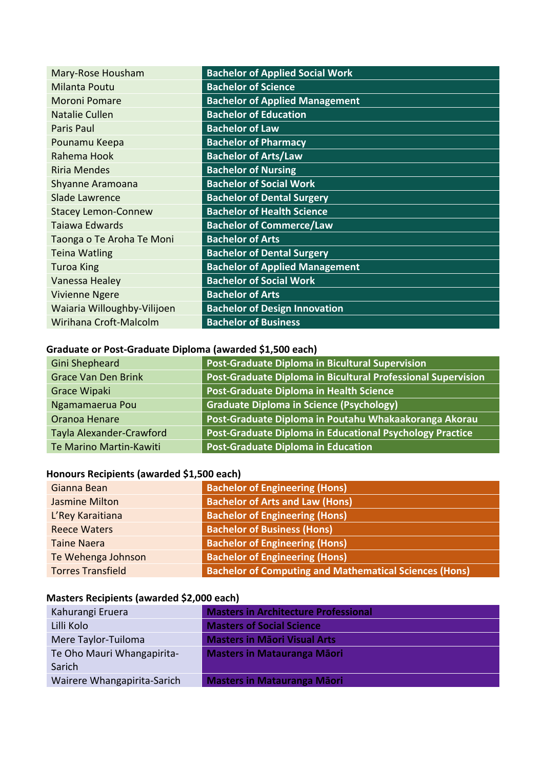| Mary-Rose Housham | **Bachelor of Applied Social Work** |
|---|---|
| Milanta Poutu | **Bachelor of Science** |
| Moroni Pomare | **Bachelor of Applied Management** |
| Natalie Cullen | **Bachelor of Education** |
| Paris Paul | **Bachelor of Law** |
| Pounamu Keepa | **Bachelor of Pharmacy** |
| Rahema Hook | **Bachelor of Arts/Law** |
| Riria Mendes | **Bachelor of Nursing** |
| Shyanne Aramoana | **Bachelor of Social Work** |
| Slade Lawrence | **Bachelor of Dental Surgery** |
| Stacey Lemon-Connew | **Bachelor of Health Science** |
| Taiawa Edwards | **Bachelor of Commerce/Law** |
| Taonga o Te Aroha Te Moni | **Bachelor of Arts** |
| Teina Watling | **Bachelor of Dental Surgery** |
| Turoa King | **Bachelor of Applied Management** |
| Vanessa Healey | **Bachelor of Social Work** |
| Vivienne Ngere | **Bachelor of Arts** |
| Waiaria Willoughby-Vilijoen | **Bachelor of Design Innovation** |
| Wirihana Croft-Malcolm | **Bachelor of Business** |

**Graduate or Post-Graduate Diploma (awarded $1,500 each)**

| Gini Shepheard | **Post-Graduate Diploma in Bicultural Supervision** |
|---|---|
| Grace Van Den Brink | **Post-Graduate Diploma in Bicultural Professional Supervision** |
| Grace Wipaki | **Post-Graduate Diploma in Health Science** |
| Ngamamaerua Pou | **Graduate Diploma in Science (Psychology)** |
| Oranoa Henare | **Post-Graduate Diploma in Poutahu Whakaakoranga Akorau** |
| Tayla Alexander-Crawford | **Post-Graduate Diploma in Educational Psychology Practice** |
| Te Marino Martin-Kawiti | **Post-Graduate Diploma in Education** |

**Honours Recipients (awarded $1,500 each)**

| Gianna Bean | **Bachelor of Engineering (Hons)** |
|---|---|
| Jasmine Milton | **Bachelor of Arts and Law (Hons)** |
| L'Rey Karaitiana | **Bachelor of Engineering (Hons)** |
| Reece Waters | **Bachelor of Business (Hons)** |
| Taine Naera | **Bachelor of Engineering (Hons)** |
| Te Wehenga Johnson | **Bachelor of Engineering (Hons)** |
| Torres Transfield | **Bachelor of Computing and Mathematical Sciences (Hons)** |

**Masters Recipients (awarded $2,000 each)**

| Kahurangi Eruera | **Masters in Architecture Professional** |
|---|---|
| Lilli Kolo | **Masters of Social Science** |
| Mere Taylor-Tuiloma | **Masters in Māori Visual Arts** |
| Te Oho Mauri Whangapirita-Sarich | **Masters in Matauranga Māori** |
| Wairere Whangapirita-Sarich | **Masters in Matauranga Māori** |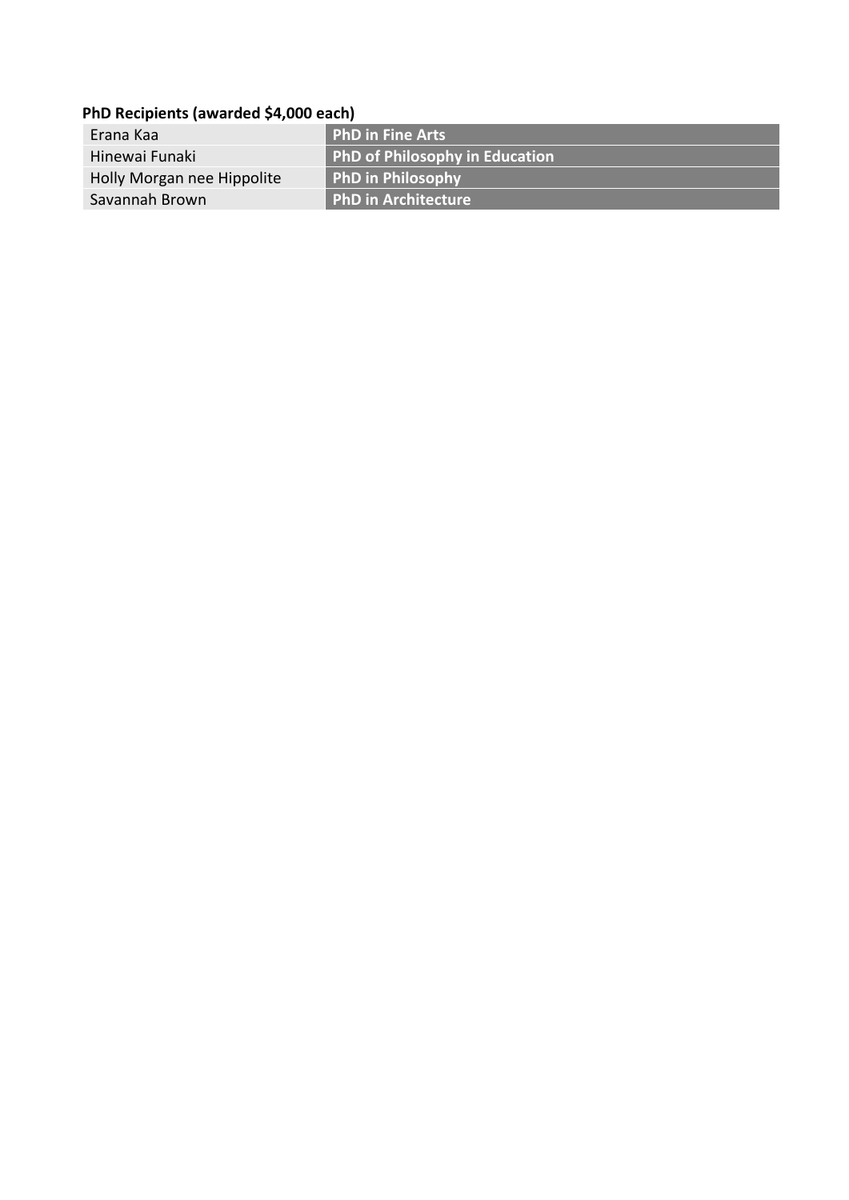**PhD Recipients (awarded $4,000 each)**

| | |
|---|---|
| Erana Kaa | **PhD in Fine Arts** |
| Hinewai Funaki | **PhD of Philosophy in Education** |
| Holly Morgan nee Hippolite | **PhD in Philosophy** |
| Savannah Brown | **PhD in Architecture** |